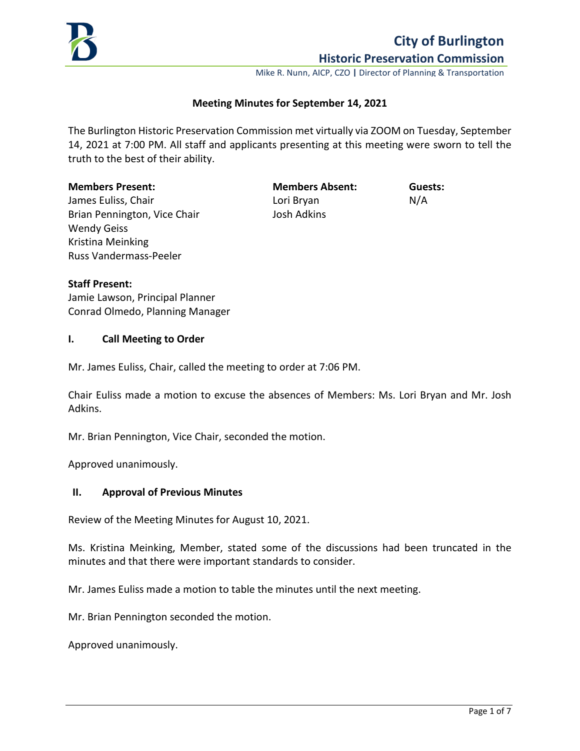# City of Burlington

## Historic Preservation Commission

Mike R. Nunn, AICP, CZO | Director of Planning & Transportation

### Meeting Minutes for September 14, 2021

The Burlington Historic Preservation Commission met virtually via ZOOM on Tuesday, September 14, 2021 at 7:00 PM. All staff and applicants presenting at this meeting were sworn to tell the truth to the best of their ability.

**Members Present:**
James Euliss, Chair
Brian Pennington, Vice Chair
Wendy Geiss
Kristina Meinking
Russ Vandermass-Peeler

**Members Absent:**
Lori Bryan
Josh Adkins

**Guests:**
N/A

**Staff Present:**
Jamie Lawson, Principal Planner
Conrad Olmedo, Planning Manager

### I. Call Meeting to Order

Mr. James Euliss, Chair, called the meeting to order at 7:06 PM.

Chair Euliss made a motion to excuse the absences of Members: Ms. Lori Bryan and Mr. Josh Adkins.

Mr. Brian Pennington, Vice Chair, seconded the motion.

Approved unanimously.

### II. Approval of Previous Minutes

Review of the Meeting Minutes for August 10, 2021.

Ms. Kristina Meinking, Member, stated some of the discussions had been truncated in the minutes and that there were important standards to consider.

Mr. James Euliss made a motion to table the minutes until the next meeting.

Mr. Brian Pennington seconded the motion.

Approved unanimously.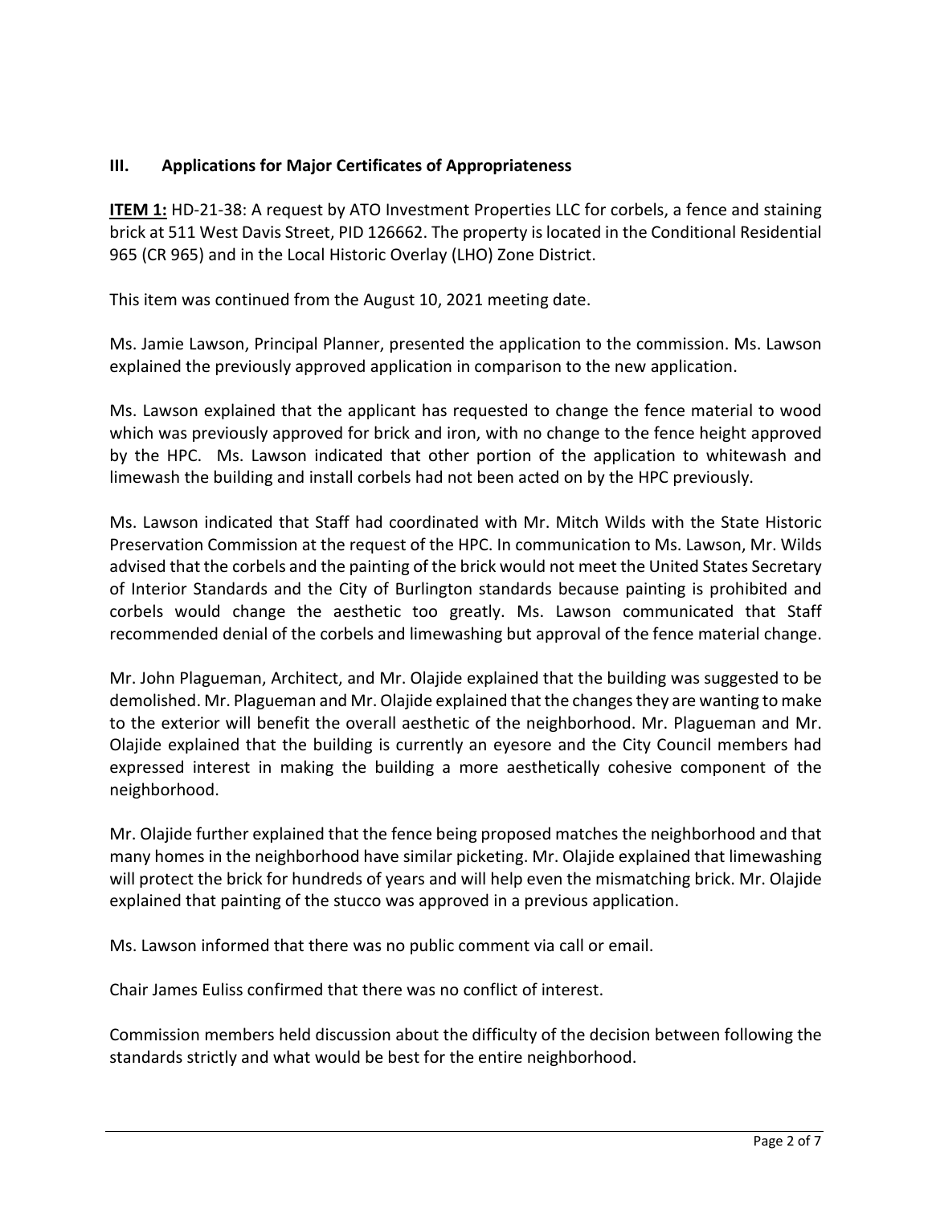## III. Applications for Major Certificates of Appropriateness

**ITEM 1:** HD-21-38: A request by ATO Investment Properties LLC for corbels, a fence and staining brick at 511 West Davis Street, PID 126662. The property is located in the Conditional Residential 965 (CR 965) and in the Local Historic Overlay (LHO) Zone District.

This item was continued from the August 10, 2021 meeting date.

Ms. Jamie Lawson, Principal Planner, presented the application to the commission. Ms. Lawson explained the previously approved application in comparison to the new application.

Ms. Lawson explained that the applicant has requested to change the fence material to wood which was previously approved for brick and iron, with no change to the fence height approved by the HPC. Ms. Lawson indicated that other portion of the application to whitewash and limewash the building and install corbels had not been acted on by the HPC previously.

Ms. Lawson indicated that Staff had coordinated with Mr. Mitch Wilds with the State Historic Preservation Commission at the request of the HPC. In communication to Ms. Lawson, Mr. Wilds advised that the corbels and the painting of the brick would not meet the United States Secretary of Interior Standards and the City of Burlington standards because painting is prohibited and corbels would change the aesthetic too greatly. Ms. Lawson communicated that Staff recommended denial of the corbels and limewashing but approval of the fence material change.

Mr. John Plagueman, Architect, and Mr. Olajide explained that the building was suggested to be demolished. Mr. Plagueman and Mr. Olajide explained that the changes they are wanting to make to the exterior will benefit the overall aesthetic of the neighborhood. Mr. Plagueman and Mr. Olajide explained that the building is currently an eyesore and the City Council members had expressed interest in making the building a more aesthetically cohesive component of the neighborhood.

Mr. Olajide further explained that the fence being proposed matches the neighborhood and that many homes in the neighborhood have similar picketing. Mr. Olajide explained that limewashing will protect the brick for hundreds of years and will help even the mismatching brick. Mr. Olajide explained that painting of the stucco was approved in a previous application.

Ms. Lawson informed that there was no public comment via call or email.

Chair James Euliss confirmed that there was no conflict of interest.

Commission members held discussion about the difficulty of the decision between following the standards strictly and what would be best for the entire neighborhood.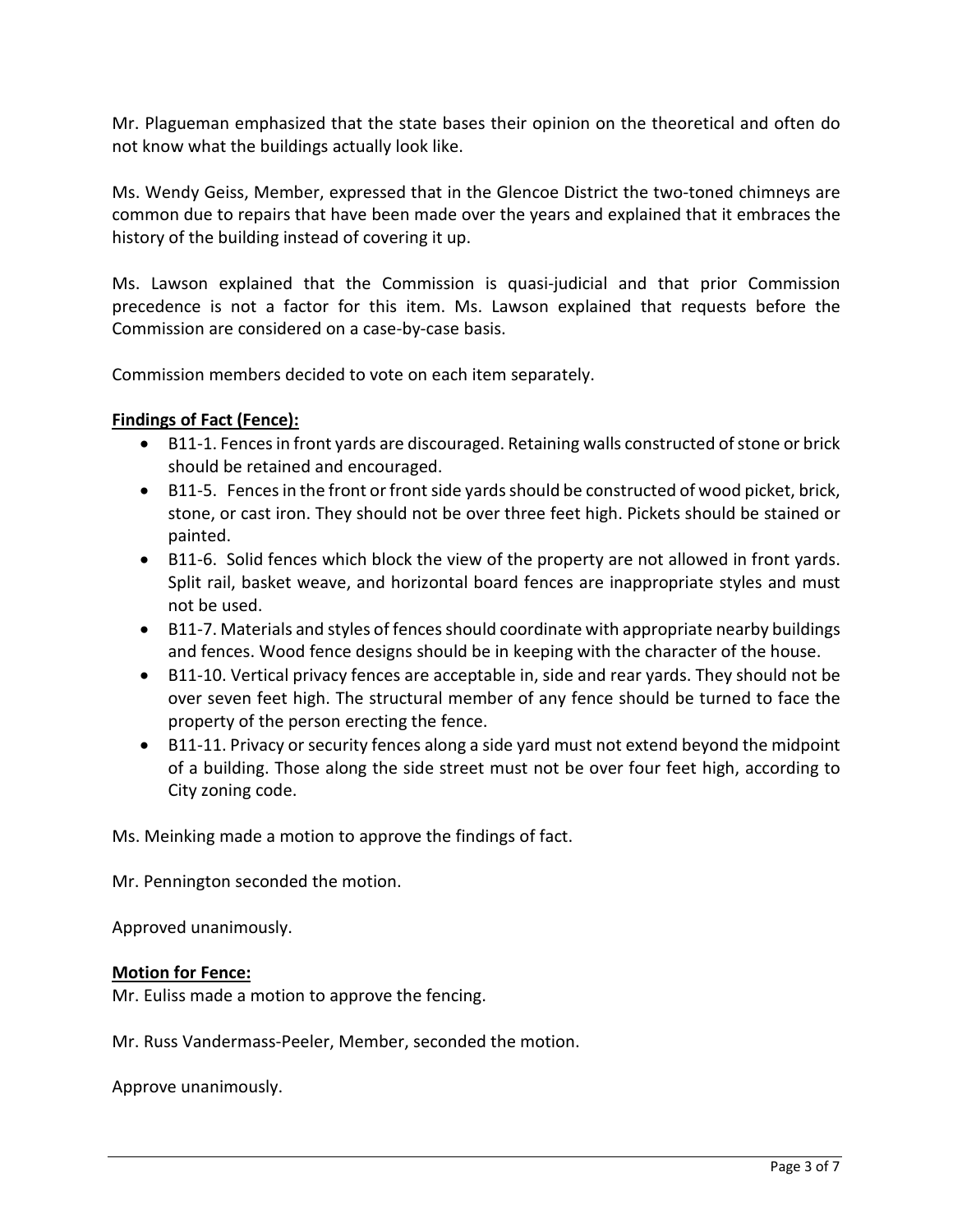Mr. Plagueman emphasized that the state bases their opinion on the theoretical and often do not know what the buildings actually look like.

Ms. Wendy Geiss, Member, expressed that in the Glencoe District the two-toned chimneys are common due to repairs that have been made over the years and explained that it embraces the history of the building instead of covering it up.

Ms. Lawson explained that the Commission is quasi-judicial and that prior Commission precedence is not a factor for this item. Ms. Lawson explained that requests before the Commission are considered on a case-by-case basis.

Commission members decided to vote on each item separately.

**Findings of Fact (Fence):**

- B11-1. Fences in front yards are discouraged. Retaining walls constructed of stone or brick should be retained and encouraged.
- B11-5. Fences in the front or front side yards should be constructed of wood picket, brick, stone, or cast iron. They should not be over three feet high. Pickets should be stained or painted.
- B11-6. Solid fences which block the view of the property are not allowed in front yards. Split rail, basket weave, and horizontal board fences are inappropriate styles and must not be used.
- B11-7. Materials and styles of fences should coordinate with appropriate nearby buildings and fences. Wood fence designs should be in keeping with the character of the house.
- B11-10. Vertical privacy fences are acceptable in, side and rear yards. They should not be over seven feet high. The structural member of any fence should be turned to face the property of the person erecting the fence.
- B11-11. Privacy or security fences along a side yard must not extend beyond the midpoint of a building. Those along the side street must not be over four feet high, according to City zoning code.

Ms. Meinking made a motion to approve the findings of fact.

Mr. Pennington seconded the motion.

Approved unanimously.

**Motion for Fence:**

Mr. Euliss made a motion to approve the fencing.

Mr. Russ Vandermass-Peeler, Member, seconded the motion.

Approve unanimously.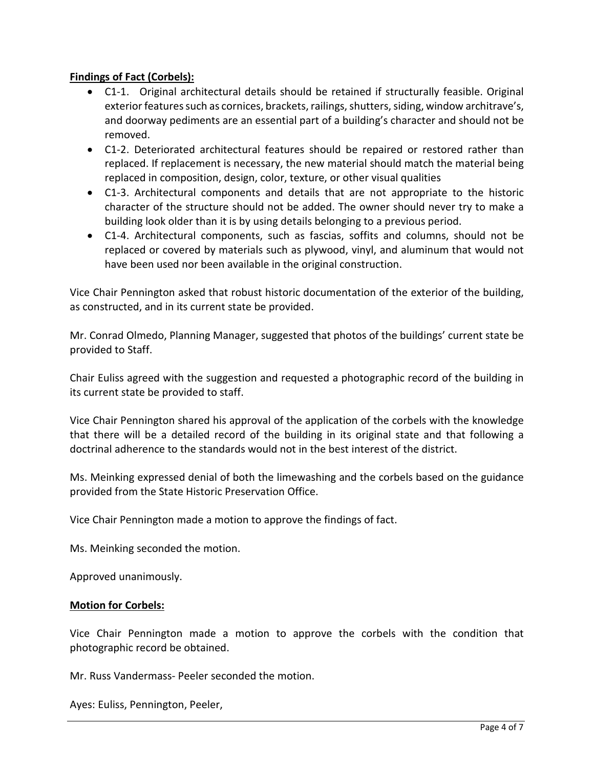**Findings of Fact (Corbels):**

- C1-1. Original architectural details should be retained if structurally feasible. Original exterior features such as cornices, brackets, railings, shutters, siding, window architrave's, and doorway pediments are an essential part of a building's character and should not be removed.
- C1-2. Deteriorated architectural features should be repaired or restored rather than replaced. If replacement is necessary, the new material should match the material being replaced in composition, design, color, texture, or other visual qualities
- C1-3. Architectural components and details that are not appropriate to the historic character of the structure should not be added. The owner should never try to make a building look older than it is by using details belonging to a previous period.
- C1-4. Architectural components, such as fascias, soffits and columns, should not be replaced or covered by materials such as plywood, vinyl, and aluminum that would not have been used nor been available in the original construction.

Vice Chair Pennington asked that robust historic documentation of the exterior of the building, as constructed, and in its current state be provided.

Mr. Conrad Olmedo, Planning Manager, suggested that photos of the buildings' current state be provided to Staff.

Chair Euliss agreed with the suggestion and requested a photographic record of the building in its current state be provided to staff.

Vice Chair Pennington shared his approval of the application of the corbels with the knowledge that there will be a detailed record of the building in its original state and that following a doctrinal adherence to the standards would not in the best interest of the district.

Ms. Meinking expressed denial of both the limewashing and the corbels based on the guidance provided from the State Historic Preservation Office.

Vice Chair Pennington made a motion to approve the findings of fact.

Ms. Meinking seconded the motion.

Approved unanimously.

**Motion for Corbels:**

Vice Chair Pennington made a motion to approve the corbels with the condition that photographic record be obtained.

Mr. Russ Vandermass- Peeler seconded the motion.

Ayes: Euliss, Pennington, Peeler,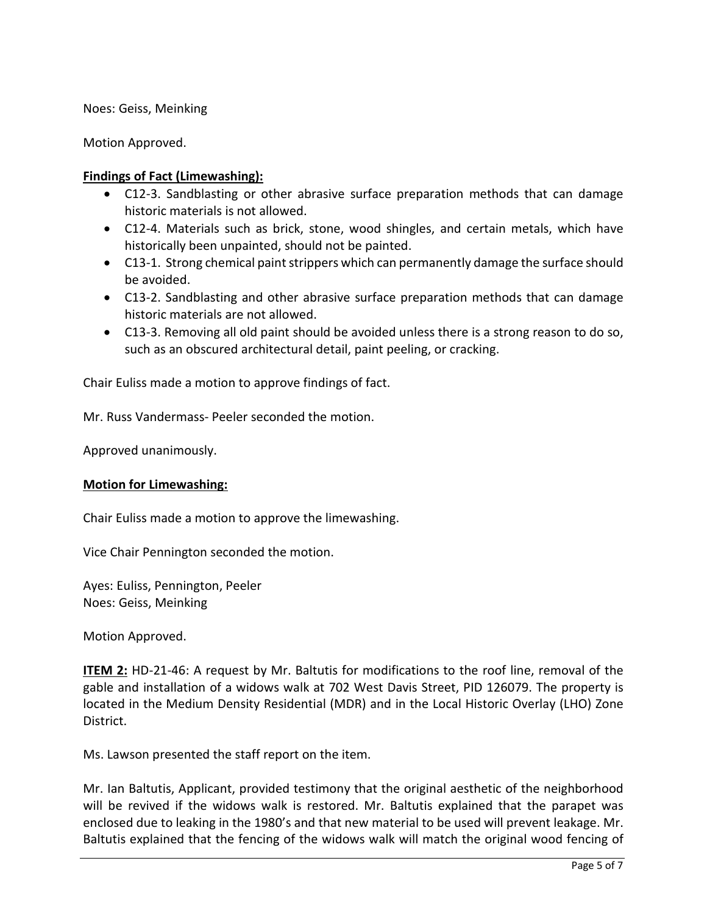Noes: Geiss, Meinking

Motion Approved.

**Findings of Fact (Limewashing):**

- C12-3. Sandblasting or other abrasive surface preparation methods that can damage historic materials is not allowed.
- C12-4. Materials such as brick, stone, wood shingles, and certain metals, which have historically been unpainted, should not be painted.
- C13-1. Strong chemical paint strippers which can permanently damage the surface should be avoided.
- C13-2. Sandblasting and other abrasive surface preparation methods that can damage historic materials are not allowed.
- C13-3. Removing all old paint should be avoided unless there is a strong reason to do so, such as an obscured architectural detail, paint peeling, or cracking.

Chair Euliss made a motion to approve findings of fact.

Mr. Russ Vandermass- Peeler seconded the motion.

Approved unanimously.

**Motion for Limewashing:**

Chair Euliss made a motion to approve the limewashing.

Vice Chair Pennington seconded the motion.

Ayes: Euliss, Pennington, Peeler
Noes: Geiss, Meinking

Motion Approved.

**ITEM 2:** HD-21-46: A request by Mr. Baltutis for modifications to the roof line, removal of the gable and installation of a widows walk at 702 West Davis Street, PID 126079. The property is located in the Medium Density Residential (MDR) and in the Local Historic Overlay (LHO) Zone District.

Ms. Lawson presented the staff report on the item.

Mr. Ian Baltutis, Applicant, provided testimony that the original aesthetic of the neighborhood will be revived if the widows walk is restored. Mr. Baltutis explained that the parapet was enclosed due to leaking in the 1980's and that new material to be used will prevent leakage. Mr. Baltutis explained that the fencing of the widows walk will match the original wood fencing of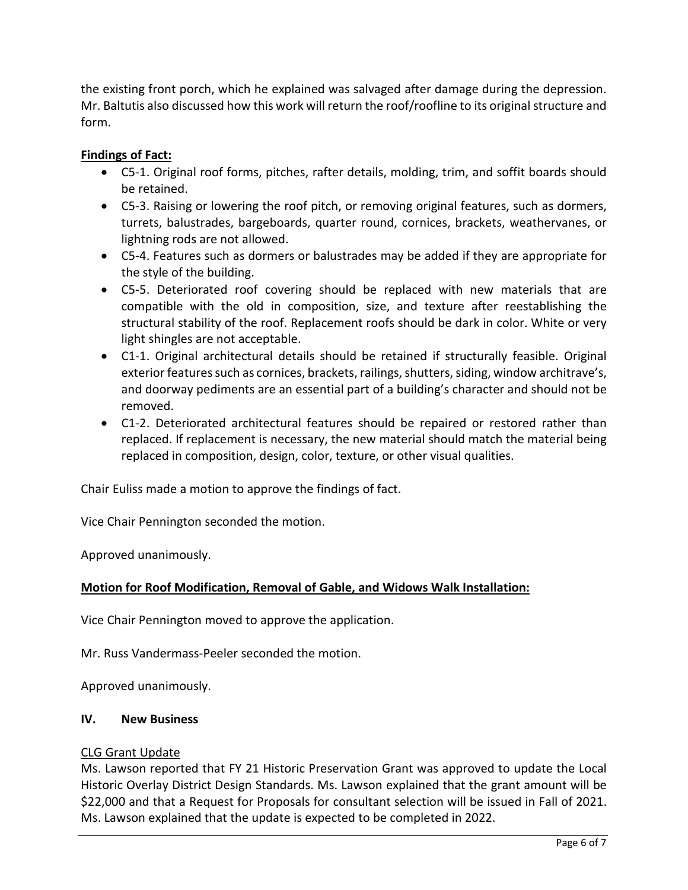the existing front porch, which he explained was salvaged after damage during the depression. Mr. Baltutis also discussed how this work will return the roof/roofline to its original structure and form.

**Findings of Fact:**

- C5-1. Original roof forms, pitches, rafter details, molding, trim, and soffit boards should be retained.
- C5-3. Raising or lowering the roof pitch, or removing original features, such as dormers, turrets, balustrades, bargeboards, quarter round, cornices, brackets, weathervanes, or lightning rods are not allowed.
- C5-4. Features such as dormers or balustrades may be added if they are appropriate for the style of the building.
- C5-5. Deteriorated roof covering should be replaced with new materials that are compatible with the old in composition, size, and texture after reestablishing the structural stability of the roof. Replacement roofs should be dark in color. White or very light shingles are not acceptable.
- C1-1. Original architectural details should be retained if structurally feasible. Original exterior features such as cornices, brackets, railings, shutters, siding, window architrave's, and doorway pediments are an essential part of a building's character and should not be removed.
- C1-2. Deteriorated architectural features should be repaired or restored rather than replaced. If replacement is necessary, the new material should match the material being replaced in composition, design, color, texture, or other visual qualities.

Chair Euliss made a motion to approve the findings of fact.

Vice Chair Pennington seconded the motion.

Approved unanimously.

**Motion for Roof Modification, Removal of Gable, and Widows Walk Installation:**

Vice Chair Pennington moved to approve the application.

Mr. Russ Vandermass-Peeler seconded the motion.

Approved unanimously.

## IV. New Business

CLG Grant Update

Ms. Lawson reported that FY 21 Historic Preservation Grant was approved to update the Local Historic Overlay District Design Standards. Ms. Lawson explained that the grant amount will be $22,000 and that a Request for Proposals for consultant selection will be issued in Fall of 2021. Ms. Lawson explained that the update is expected to be completed in 2022.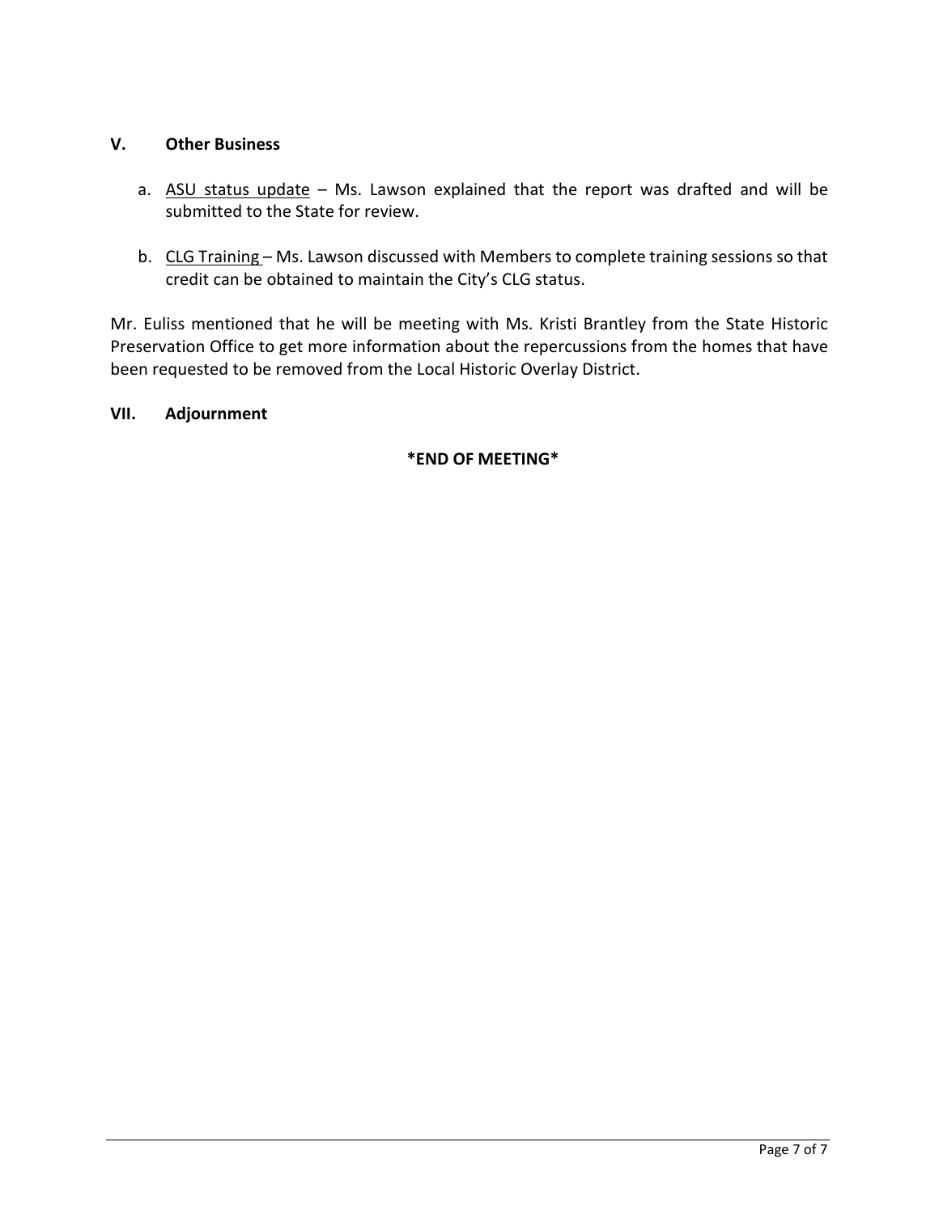### V. Other Business

a. <u>ASU status update</u> – Ms. Lawson explained that the report was drafted and will be submitted to the State for review.

b. <u>CLG Training</u> – Ms. Lawson discussed with Members to complete training sessions so that credit can be obtained to maintain the City's CLG status.

Mr. Euliss mentioned that he will be meeting with Ms. Kristi Brantley from the State Historic Preservation Office to get more information about the repercussions from the homes that have been requested to be removed from the Local Historic Overlay District.

### VII. Adjournment

**\*END OF MEETING\***